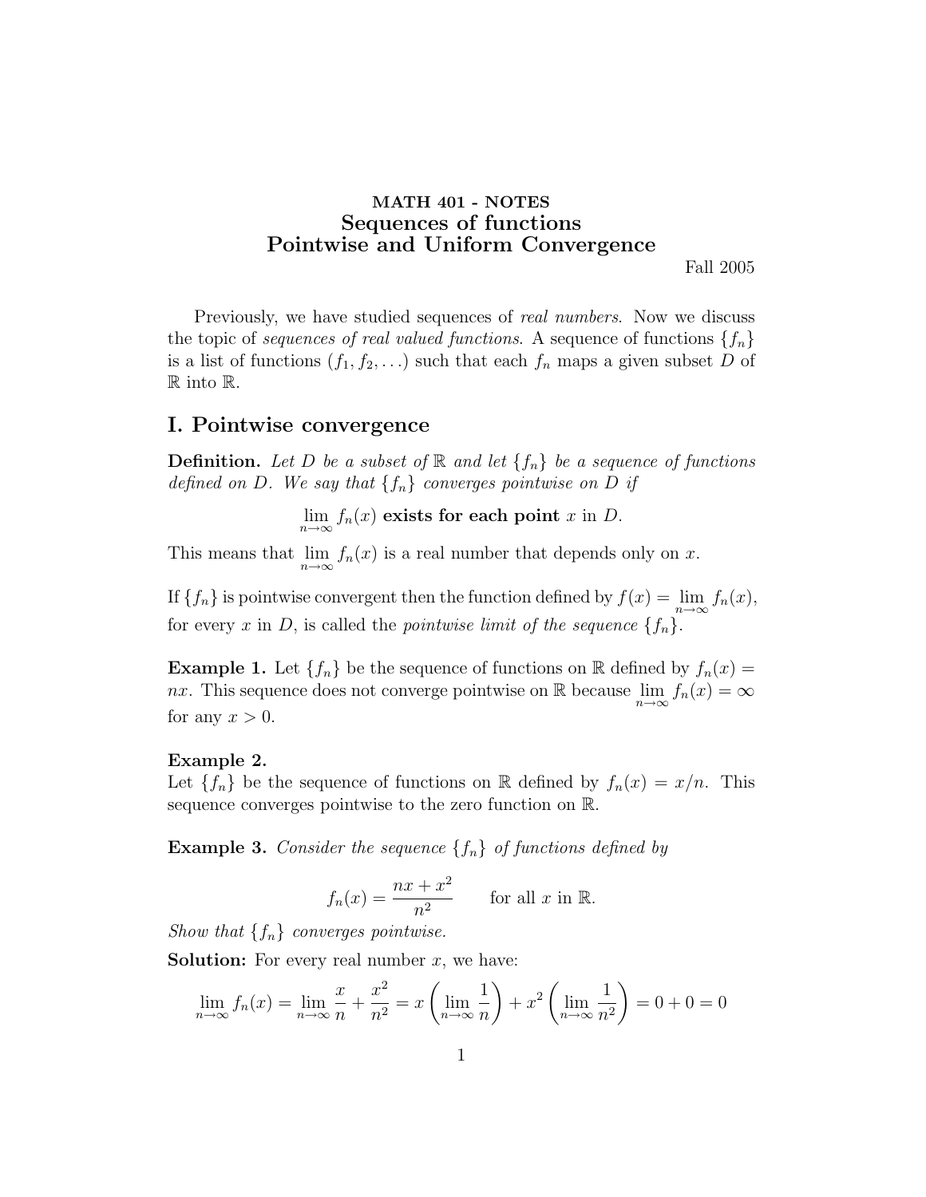**MATH 401 - NOTES**

# Sequences of functions
# Pointwise and Uniform Convergence

Fall 2005

Previously, we have studied sequences of *real numbers*. Now we discuss the topic of *sequences of real valued functions*. A sequence of functions $\{f_n\}$ is a list of functions $(f_1, f_2, \ldots)$ such that each $f_n$ maps a given subset $D$ of $\mathbb{R}$ into $\mathbb{R}$.

## I. Pointwise convergence

**Definition.** *Let $D$ be a subset of $\mathbb{R}$ and let $\{f_n\}$ be a sequence of functions defined on $D$. We say that $\{f_n\}$ converges pointwise on $D$ if*

$$\lim_{n\to\infty} f_n(x) \textbf{ exists for each point } x \text{ in } D.$$

This means that $\lim_{n\to\infty} f_n(x)$ is a real number that depends only on $x$.

If $\{f_n\}$ is pointwise convergent then the function defined by $f(x) = \lim_{n\to\infty} f_n(x)$, for every $x$ in $D$, is called the *pointwise limit of the sequence* $\{f_n\}$.

**Example 1.** Let $\{f_n\}$ be the sequence of functions on $\mathbb{R}$ defined by $f_n(x) = nx$. This sequence does not converge pointwise on $\mathbb{R}$ because $\lim_{n\to\infty} f_n(x) = \infty$ for any $x > 0$.

**Example 2.**
Let $\{f_n\}$ be the sequence of functions on $\mathbb{R}$ defined by $f_n(x) = x/n$. This sequence converges pointwise to the zero function on $\mathbb{R}$.

**Example 3.** *Consider the sequence $\{f_n\}$ of functions defined by*

$$f_n(x) = \frac{nx + x^2}{n^2} \qquad \text{for all } x \text{ in } \mathbb{R}.$$

*Show that $\{f_n\}$ converges pointwise.*

**Solution:** For every real number $x$, we have:

$$\lim_{n\to\infty} f_n(x) = \lim_{n\to\infty} \frac{x}{n} + \frac{x^2}{n^2} = x\left(\lim_{n\to\infty}\frac{1}{n}\right) + x^2\left(\lim_{n\to\infty}\frac{1}{n^2}\right) = 0 + 0 = 0$$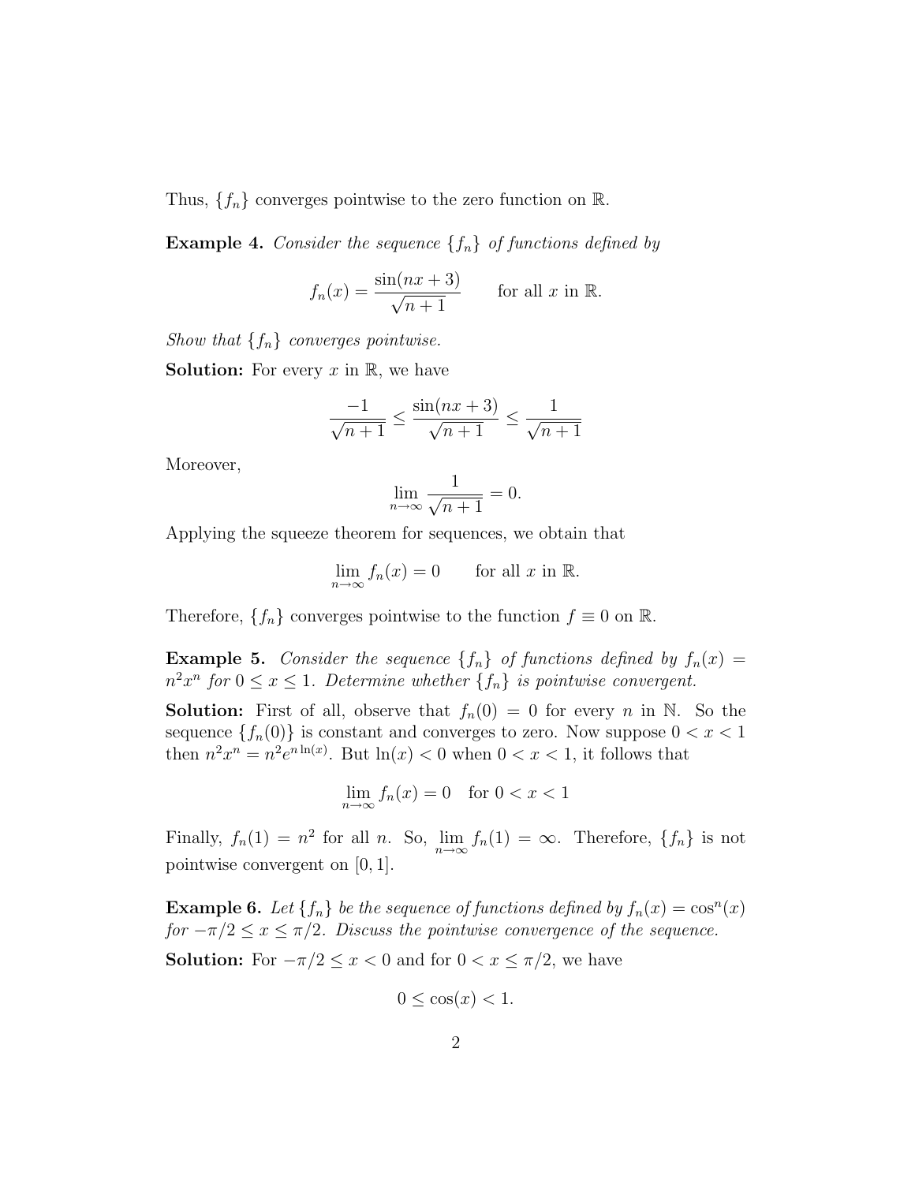Thus, $\{f_n\}$ converges pointwise to the zero function on $\mathbb{R}$.

**Example 4.** *Consider the sequence $\{f_n\}$ of functions defined by*

$$f_n(x) = \frac{\sin(nx + 3)}{\sqrt{n+1}} \qquad \text{for all } x \text{ in } \mathbb{R}.$$

*Show that $\{f_n\}$ converges pointwise.*

**Solution:** For every $x$ in $\mathbb{R}$, we have

$$\frac{-1}{\sqrt{n+1}} \leq \frac{\sin(nx+3)}{\sqrt{n+1}} \leq \frac{1}{\sqrt{n+1}}$$

Moreover,

$$\lim_{n\to\infty} \frac{1}{\sqrt{n+1}} = 0.$$

Applying the squeeze theorem for sequences, we obtain that

$$\lim_{n\to\infty} f_n(x) = 0 \qquad \text{for all } x \text{ in } \mathbb{R}.$$

Therefore, $\{f_n\}$ converges pointwise to the function $f \equiv 0$ on $\mathbb{R}$.

**Example 5.** *Consider the sequence $\{f_n\}$ of functions defined by $f_n(x) = n^2x^n$ for $0 \leq x \leq 1$. Determine whether $\{f_n\}$ is pointwise convergent.*

**Solution:** First of all, observe that $f_n(0) = 0$ for every $n$ in $\mathbb{N}$. So the sequence $\{f_n(0)\}$ is constant and converges to zero. Now suppose $0 < x < 1$ then $n^2x^n = n^2e^{n\ln(x)}$. But $\ln(x) < 0$ when $0 < x < 1$, it follows that

$$\lim_{n\to\infty} f_n(x) = 0 \quad \text{for } 0 < x < 1$$

Finally, $f_n(1) = n^2$ for all $n$. So, $\lim_{n\to\infty} f_n(1) = \infty$. Therefore, $\{f_n\}$ is not pointwise convergent on $[0, 1]$.

**Example 6.** *Let $\{f_n\}$ be the sequence of functions defined by $f_n(x) = \cos^n(x)$ for $-\pi/2 \leq x \leq \pi/2$. Discuss the pointwise convergence of the sequence.*

**Solution:** For $-\pi/2 \leq x < 0$ and for $0 < x \leq \pi/2$, we have

$$0 \leq \cos(x) < 1.$$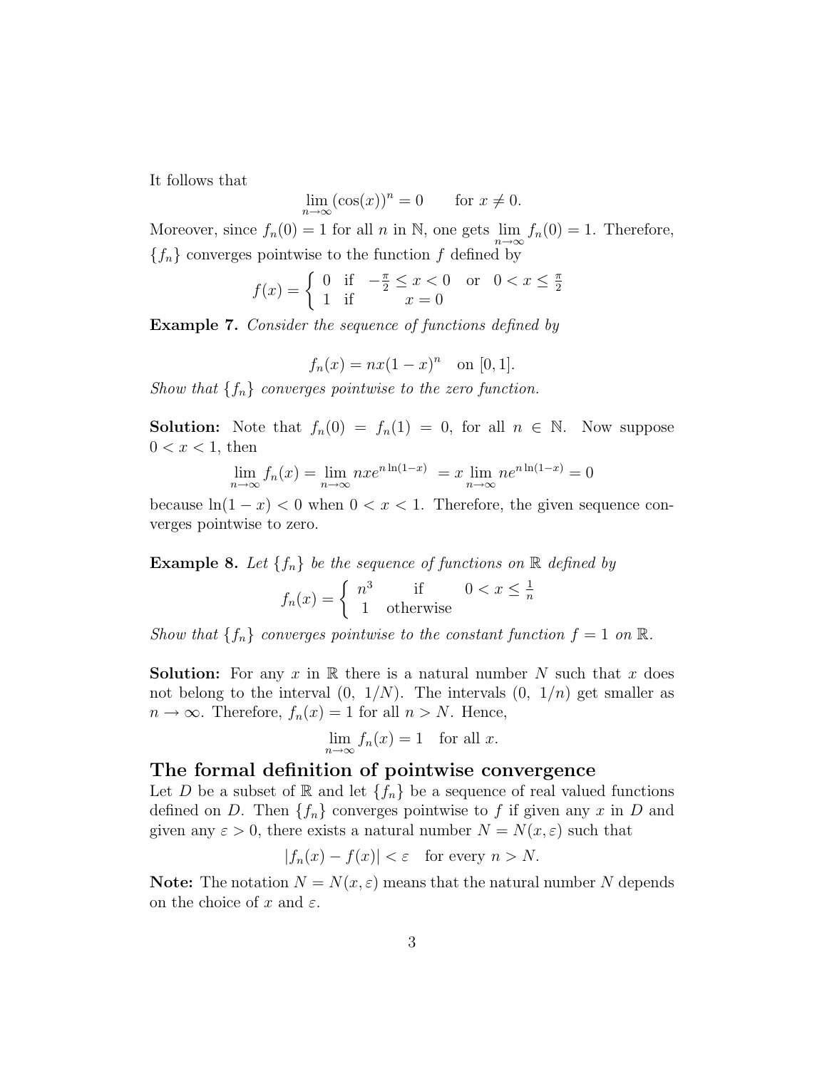It follows that

$$\lim_{n\to\infty} (\cos(x))^n = 0 \qquad \text{for } x \neq 0.$$

Moreover, since $f_n(0) = 1$ for all $n$ in $\mathbb{N}$, one gets $\lim\limits_{n\to\infty} f_n(0) = 1$. Therefore, $\{f_n\}$ converges pointwise to the function $f$ defined by

$$f(x) = \begin{cases} 0 & \text{if} \quad -\frac{\pi}{2} \leq x < 0 \quad \text{or} \quad 0 < x \leq \frac{\pi}{2} \\ 1 & \text{if} \qquad\quad x = 0 \end{cases}$$

**Example 7.** *Consider the sequence of functions defined by*

$$f_n(x) = nx(1-x)^n \quad \text{on } [0,1].$$

*Show that $\{f_n\}$ converges pointwise to the zero function.*

**Solution:** Note that $f_n(0) = f_n(1) = 0$, for all $n \in \mathbb{N}$. Now suppose $0 < x < 1$, then

$$\lim_{n\to\infty} f_n(x) = \lim_{n\to\infty} nxe^{n\ln(1-x)} = x \lim_{n\to\infty} ne^{n\ln(1-x)} = 0$$

because $\ln(1-x) < 0$ when $0 < x < 1$. Therefore, the given sequence converges pointwise to zero.

**Example 8.** *Let $\{f_n\}$ be the sequence of functions on $\mathbb{R}$ defined by*

$$f_n(x) = \begin{cases} n^3 & \text{if} \quad 0 < x \leq \frac{1}{n} \\ 1 & \text{otherwise} \end{cases}$$

*Show that $\{f_n\}$ converges pointwise to the constant function $f = 1$ on $\mathbb{R}$.*

**Solution:** For any $x$ in $\mathbb{R}$ there is a natural number $N$ such that $x$ does not belong to the interval $(0,\ 1/N)$. The intervals $(0,\ 1/n)$ get smaller as $n \to \infty$. Therefore, $f_n(x) = 1$ for all $n > N$. Hence,

$$\lim_{n\to\infty} f_n(x) = 1 \quad \text{for all } x.$$

## The formal definition of pointwise convergence

Let $D$ be a subset of $\mathbb{R}$ and let $\{f_n\}$ be a sequence of real valued functions defined on $D$. Then $\{f_n\}$ converges pointwise to $f$ if given any $x$ in $D$ and given any $\varepsilon > 0$, there exists a natural number $N = N(x,\varepsilon)$ such that

$$|f_n(x) - f(x)| < \varepsilon \quad \text{for every } n > N.$$

**Note:** The notation $N = N(x,\varepsilon)$ means that the natural number $N$ depends on the choice of $x$ and $\varepsilon$.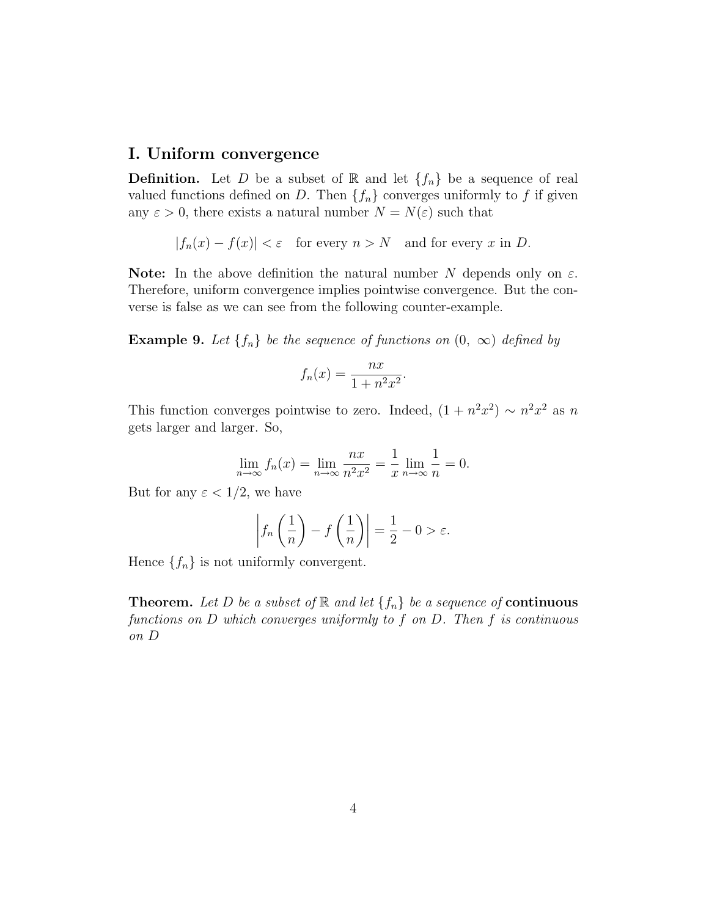## I. Uniform convergence

**Definition.** Let $D$ be a subset of $\mathbb{R}$ and let $\{f_n\}$ be a sequence of real valued functions defined on $D$. Then $\{f_n\}$ converges uniformly to $f$ if given any $\varepsilon > 0$, there exists a natural number $N = N(\varepsilon)$ such that

$$|f_n(x) - f(x)| < \varepsilon \quad \text{for every } n > N \quad \text{and for every } x \text{ in } D.$$

**Note:** In the above definition the natural number $N$ depends only on $\varepsilon$. Therefore, uniform convergence implies pointwise convergence. But the converse is false as we can see from the following counter-example.

**Example 9.** *Let $\{f_n\}$ be the sequence of functions on $(0, \infty)$ defined by*

$$f_n(x) = \frac{nx}{1 + n^2x^2}.$$

This function converges pointwise to zero. Indeed, $(1 + n^2x^2) \sim n^2x^2$ as $n$ gets larger and larger. So,

$$\lim_{n\to\infty} f_n(x) = \lim_{n\to\infty} \frac{nx}{n^2x^2} = \frac{1}{x} \lim_{n\to\infty} \frac{1}{n} = 0.$$

But for any $\varepsilon < 1/2$, we have

$$\left| f_n\left(\frac{1}{n}\right) - f\left(\frac{1}{n}\right) \right| = \frac{1}{2} - 0 > \varepsilon.$$

Hence $\{f_n\}$ is not uniformly convergent.

**Theorem.** *Let $D$ be a subset of $\mathbb{R}$ and let $\{f_n\}$ be a sequence of* **continuous** *functions on $D$ which converges uniformly to $f$ on $D$. Then $f$ is continuous on $D$*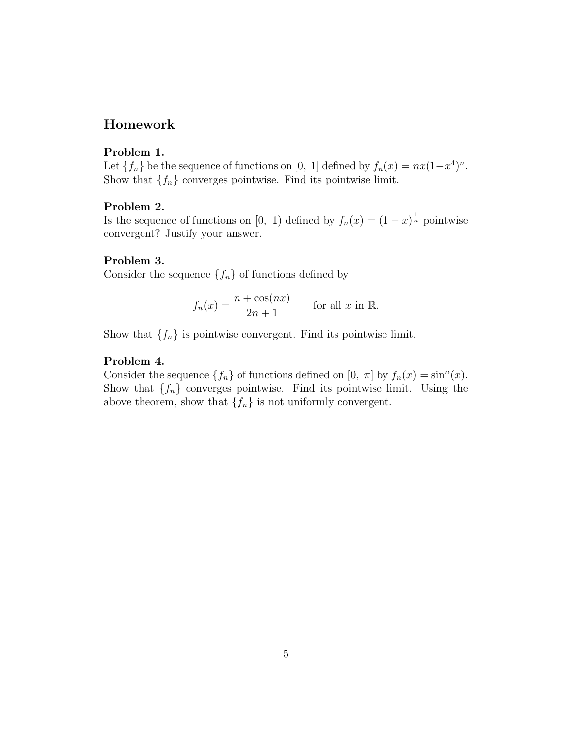## Homework

**Problem 1.**
Let $\{f_n\}$ be the sequence of functions on $[0,\ 1]$ defined by $f_n(x) = nx(1-x^4)^n$. Show that $\{f_n\}$ converges pointwise. Find its pointwise limit.

**Problem 2.**
Is the sequence of functions on $[0,\ 1)$ defined by $f_n(x) = (1-x)^{\frac{1}{n}}$ pointwise convergent? Justify your answer.

**Problem 3.**
Consider the sequence $\{f_n\}$ of functions defined by

$$f_n(x) = \frac{n + \cos(nx)}{2n+1} \qquad \text{for all } x \text{ in } \mathbb{R}.$$

Show that $\{f_n\}$ is pointwise convergent. Find its pointwise limit.

**Problem 4.**
Consider the sequence $\{f_n\}$ of functions defined on $[0,\ \pi]$ by $f_n(x) = \sin^n(x)$. Show that $\{f_n\}$ converges pointwise. Find its pointwise limit. Using the above theorem, show that $\{f_n\}$ is not uniformly convergent.